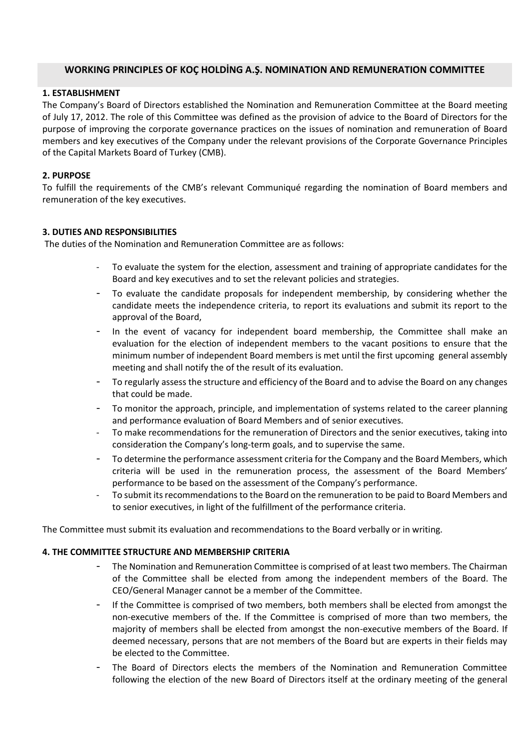# WORKING PRINCIPLES OF KOÇ HOLDİNG A.Ş. NOMINATION AND REMUNERATION COMMITTEE

## 1. ESTABLISHMENT

The Company's Board of Directors established the Nomination and Remuneration Committee at the Board meeting of July 17, 2012. The role of this Committee was defined as the provision of advice to the Board of Directors for the purpose of improving the corporate governance practices on the issues of nomination and remuneration of Board members and key executives of the Company under the relevant provisions of the Corporate Governance Principles of the Capital Markets Board of Turkey (CMB).

## 2. PURPOSE

To fulfill the requirements of the CMB's relevant Communiqué regarding the nomination of Board members and remuneration of the key executives.

## 3. DUTIES AND RESPONSIBILITIES

The duties of the Nomination and Remuneration Committee are as follows:

- To evaluate the system for the election, assessment and training of appropriate candidates for the Board and key executives and to set the relevant policies and strategies.
- To evaluate the candidate proposals for independent membership, by considering whether the candidate meets the independence criteria, to report its evaluations and submit its report to the approval of the Board,
- In the event of vacancy for independent board membership, the Committee shall make an evaluation for the election of independent members to the vacant positions to ensure that the minimum number of independent Board members is met until the first upcoming general assembly meeting and shall notify the of the result of its evaluation.
- To regularly assess the structure and efficiency of the Board and to advise the Board on any changes that could be made.
- To monitor the approach, principle, and implementation of systems related to the career planning and performance evaluation of Board Members and of senior executives.
- To make recommendations for the remuneration of Directors and the senior executives, taking into consideration the Company's long-term goals, and to supervise the same.
- To determine the performance assessment criteria for the Company and the Board Members, which criteria will be used in the remuneration process, the assessment of the Board Members' performance to be based on the assessment of the Company's performance.
- To submit its recommendations to the Board on the remuneration to be paid to Board Members and to senior executives, in light of the fulfillment of the performance criteria.

The Committee must submit its evaluation and recommendations to the Board verbally or in writing.

## 4. THE COMMITTEE STRUCTURE AND MEMBERSHIP CRITERIA

- The Nomination and Remuneration Committee is comprised of at least two members. The Chairman of the Committee shall be elected from among the independent members of the Board. The CEO/General Manager cannot be a member of the Committee.
- If the Committee is comprised of two members, both members shall be elected from amongst the non-executive members of the. If the Committee is comprised of more than two members, the majority of members shall be elected from amongst the non-executive members of the Board. If deemed necessary, persons that are not members of the Board but are experts in their fields may be elected to the Committee.
- The Board of Directors elects the members of the Nomination and Remuneration Committee following the election of the new Board of Directors itself at the ordinary meeting of the general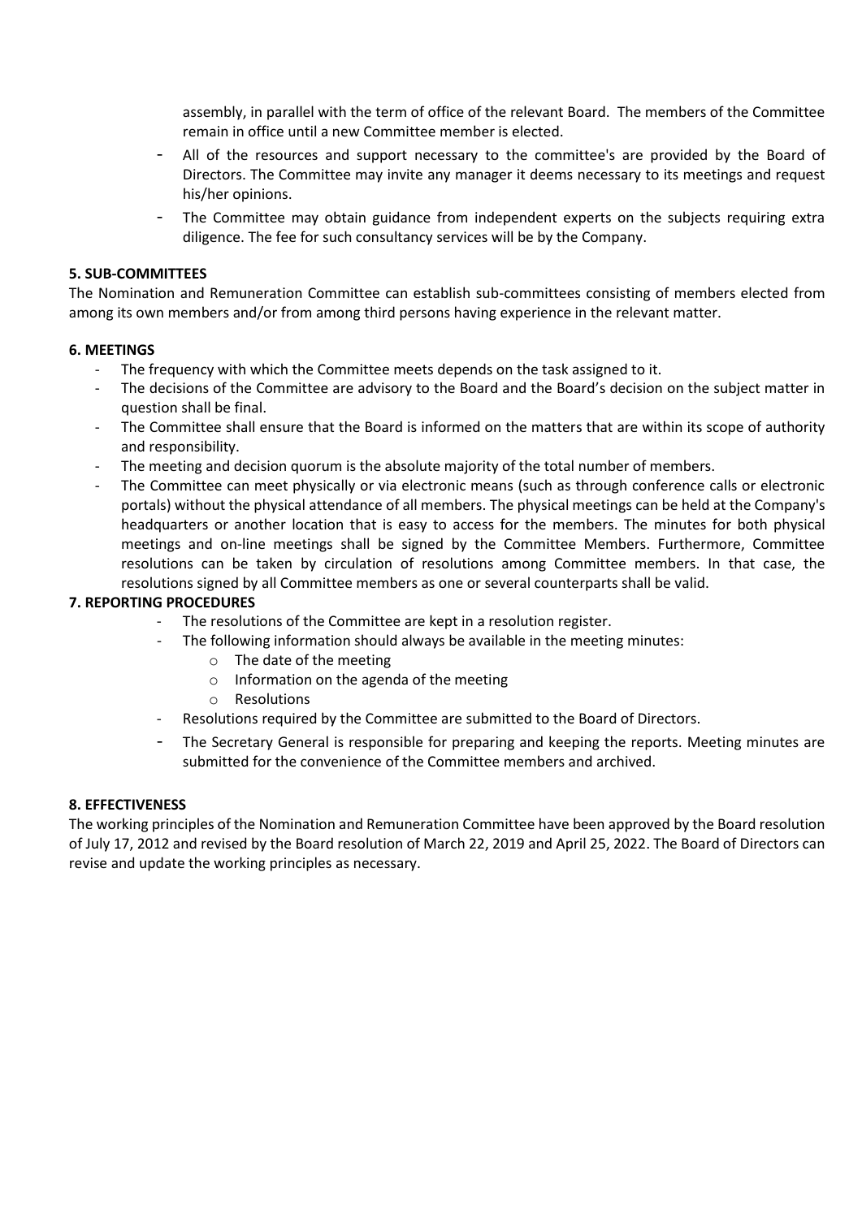assembly, in parallel with the term of office of the relevant Board. The members of the Committee remain in office until a new Committee member is elected.

- All of the resources and support necessary to the committee's are provided by the Board of Directors. The Committee may invite any manager it deems necessary to its meetings and request his/her opinions.
- The Committee may obtain guidance from independent experts on the subjects requiring extra diligence. The fee for such consultancy services will be by the Company.

**5. SUB-COMMITTEES**

The Nomination and Remuneration Committee can establish sub-committees consisting of members elected from among its own members and/or from among third persons having experience in the relevant matter.

**6. MEETINGS**

- The frequency with which the Committee meets depends on the task assigned to it.
- The decisions of the Committee are advisory to the Board and the Board's decision on the subject matter in question shall be final.
- The Committee shall ensure that the Board is informed on the matters that are within its scope of authority and responsibility.
- The meeting and decision quorum is the absolute majority of the total number of members.
- The Committee can meet physically or via electronic means (such as through conference calls or electronic portals) without the physical attendance of all members. The physical meetings can be held at the Company's headquarters or another location that is easy to access for the members. The minutes for both physical meetings and on-line meetings shall be signed by the Committee Members. Furthermore, Committee resolutions can be taken by circulation of resolutions among Committee members. In that case, the resolutions signed by all Committee members as one or several counterparts shall be valid.

**7. REPORTING PROCEDURES**

- The resolutions of the Committee are kept in a resolution register.
- The following information should always be available in the meeting minutes:
  - The date of the meeting
  - Information on the agenda of the meeting
  - Resolutions
- Resolutions required by the Committee are submitted to the Board of Directors.
- The Secretary General is responsible for preparing and keeping the reports. Meeting minutes are submitted for the convenience of the Committee members and archived.

**8. EFFECTIVENESS**

The working principles of the Nomination and Remuneration Committee have been approved by the Board resolution of July 17, 2012 and revised by the Board resolution of March 22, 2019 and April 25, 2022. The Board of Directors can revise and update the working principles as necessary.